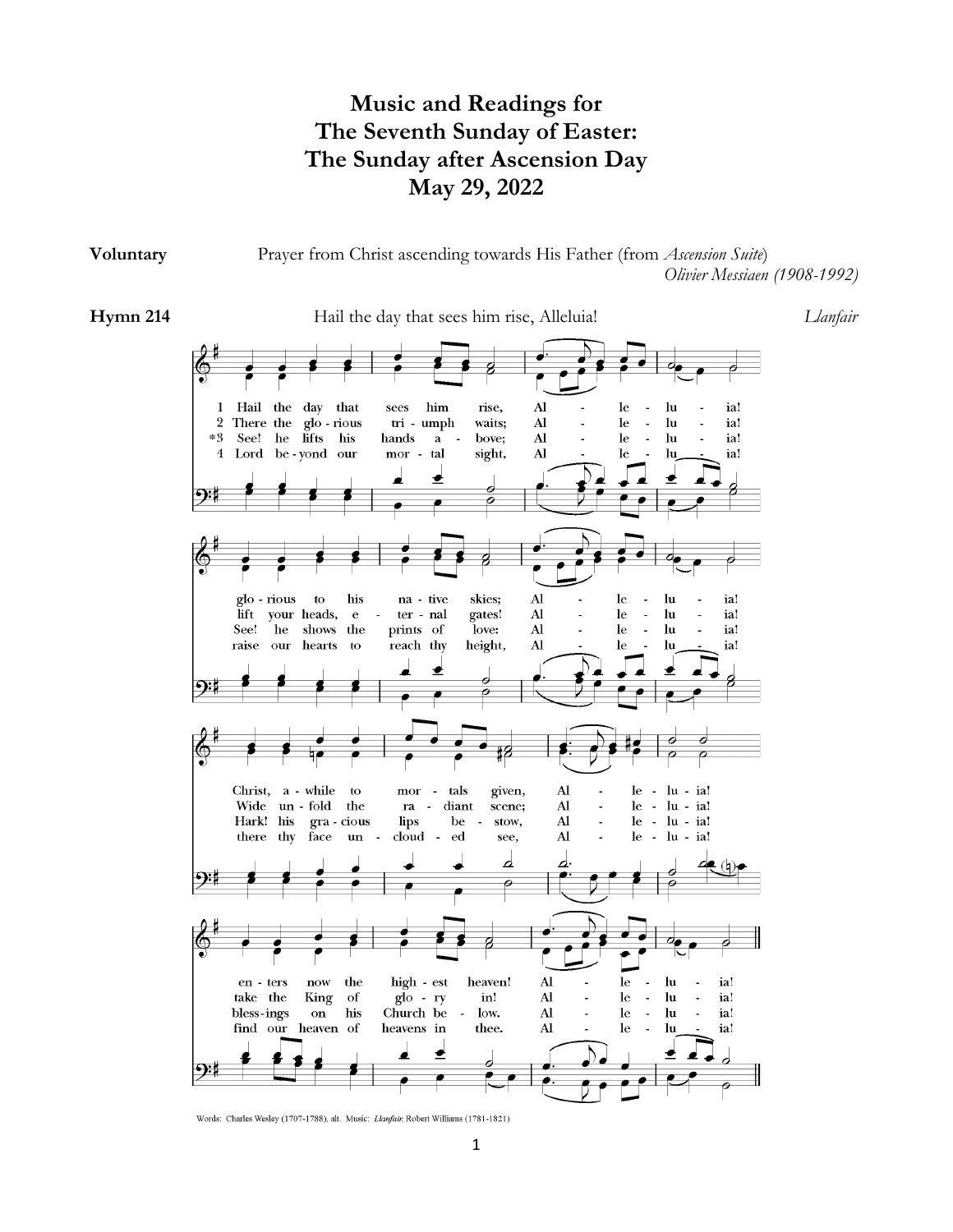# Music and Readings for
# The Seventh Sunday of Easter:
# The Sunday after Ascension Day
# May 29, 2022

**Voluntary** Prayer from Christ ascending towards His Father (from *Ascension Suite*)
*Olivier Messiaen (1908-1992)*

**Hymn 214** Hail the day that sees him rise, Alleluia! *Llanfair*

1 Hail the day that sees him rise, Alleluia!
glorious to his native skies; Alleluia!
Christ, awhile to mortals given, Alleluia!
enters now the highest heaven! Alleluia!

2 There the glorious triumph waits; Alleluia!
lift your heads, eternal gates! Alleluia!
Wide unfold the radiant scene; Alleluia!
take the King of glory in! Alleluia!

*3 See! he lifts his hands above; Alleluia!
See! he shows the prints of love: Alleluia!
Hark! his gracious lips bestow, Alleluia!
blessings on his Church below. Alleluia!

4 Lord beyond our mortal sight, Alleluia!
raise our hearts to reach thy height, Alleluia!
there thy face unclouded see, Alleluia!
find our heaven of heavens in thee. Alleluia!

Words: Charles Wesley (1707-1788), alt. Music: *Llanfair*, Robert Williams (1781-1821)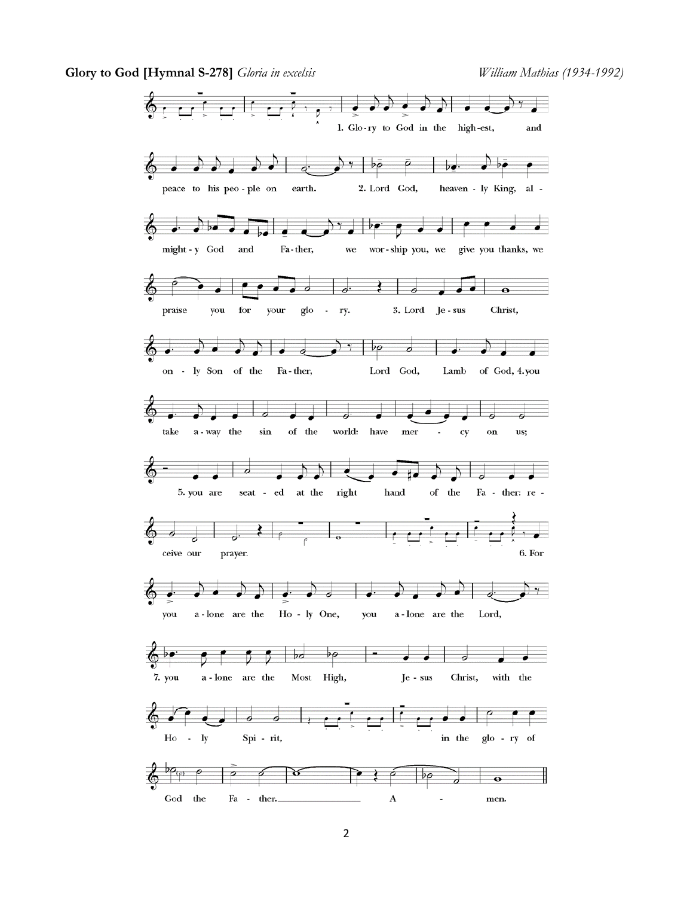**Glory to God [Hymnal S-278]** *Gloria in excelsis* *William Mathias (1934-1992)*

1. Glo-ry to God in the high-est, and peace to his peo-ple on earth.

2. Lord God, heaven-ly King, al-might-y God and Fa-ther, we wor-ship you, we give you thanks, we praise you for your glo-ry.

3. Lord Je-sus Christ, on-ly Son of the Fa-ther, Lord God, Lamb of God,

4. you take a-way the sin of the world: have mer-cy on us;

5. you are seat-ed at the right hand of the Fa-ther: re-ceive our prayer.

6. For you a-lone are the Ho-ly One, you a-lone are the Lord,

7. you a-lone are the Most High, Je-sus Christ, with the Ho-ly Spi-rit, in the glo-ry of God the Fa-ther. A-men.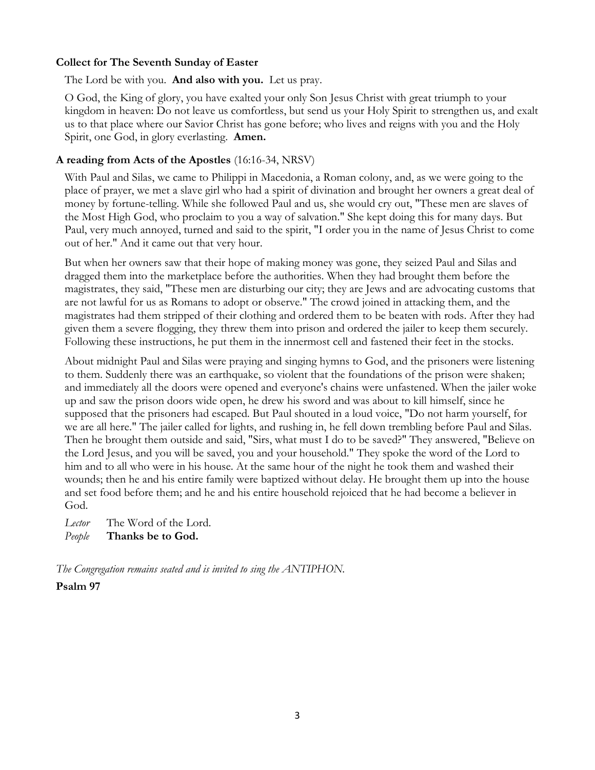**Collect for The Seventh Sunday of Easter**

The Lord be with you. **And also with you.** Let us pray.

O God, the King of glory, you have exalted your only Son Jesus Christ with great triumph to your kingdom in heaven: Do not leave us comfortless, but send us your Holy Spirit to strengthen us, and exalt us to that place where our Savior Christ has gone before; who lives and reigns with you and the Holy Spirit, one God, in glory everlasting. **Amen.**

**A reading from Acts of the Apostles** (16:16-34, NRSV)

With Paul and Silas, we came to Philippi in Macedonia, a Roman colony, and, as we were going to the place of prayer, we met a slave girl who had a spirit of divination and brought her owners a great deal of money by fortune-telling. While she followed Paul and us, she would cry out, "These men are slaves of the Most High God, who proclaim to you a way of salvation." She kept doing this for many days. But Paul, very much annoyed, turned and said to the spirit, "I order you in the name of Jesus Christ to come out of her." And it came out that very hour.

But when her owners saw that their hope of making money was gone, they seized Paul and Silas and dragged them into the marketplace before the authorities. When they had brought them before the magistrates, they said, "These men are disturbing our city; they are Jews and are advocating customs that are not lawful for us as Romans to adopt or observe." The crowd joined in attacking them, and the magistrates had them stripped of their clothing and ordered them to be beaten with rods. After they had given them a severe flogging, they threw them into prison and ordered the jailer to keep them securely. Following these instructions, he put them in the innermost cell and fastened their feet in the stocks.

About midnight Paul and Silas were praying and singing hymns to God, and the prisoners were listening to them. Suddenly there was an earthquake, so violent that the foundations of the prison were shaken; and immediately all the doors were opened and everyone's chains were unfastened. When the jailer woke up and saw the prison doors wide open, he drew his sword and was about to kill himself, since he supposed that the prisoners had escaped. But Paul shouted in a loud voice, "Do not harm yourself, for we are all here." The jailer called for lights, and rushing in, he fell down trembling before Paul and Silas. Then he brought them outside and said, "Sirs, what must I do to be saved?" They answered, "Believe on the Lord Jesus, and you will be saved, you and your household." They spoke the word of the Lord to him and to all who were in his house. At the same hour of the night he took them and washed their wounds; then he and his entire family were baptized without delay. He brought them up into the house and set food before them; and he and his entire household rejoiced that he had become a believer in God.

*Lector* The Word of the Lord.
*People* **Thanks be to God.**

*The Congregation remains seated and is invited to sing the ANTIPHON.*

**Psalm 97**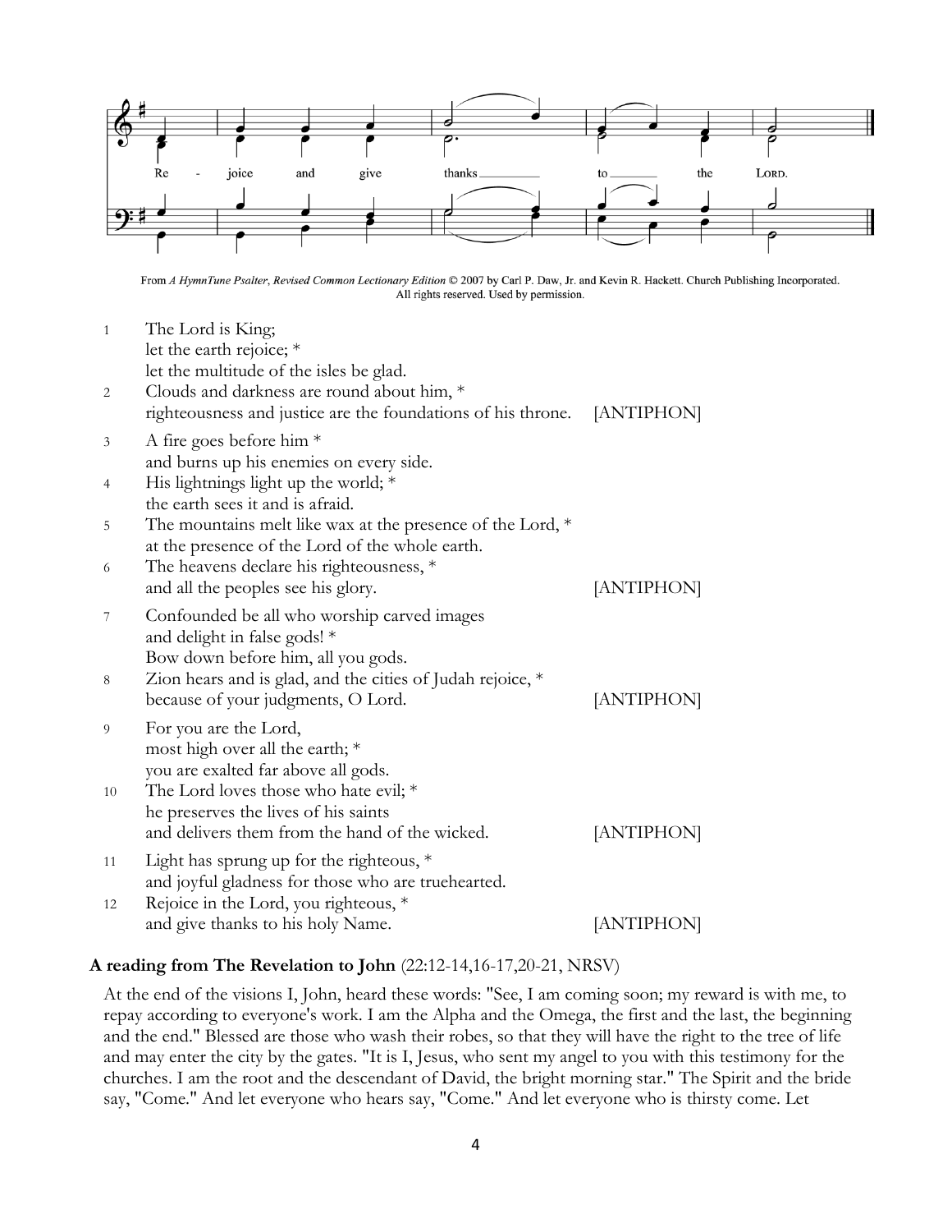Re - joice and give thanks to the LORD.

From *A HymnTune Psalter, Revised Common Lectionary Edition* © 2007 by Carl P. Daw, Jr. and Kevin R. Hackett. Church Publishing Incorporated. All rights reserved. Used by permission.

1 The Lord is King;
let the earth rejoice; *
let the multitude of the isles be glad.

2 Clouds and darkness are round about him, *
righteousness and justice are the foundations of his throne. [ANTIPHON]

3 A fire goes before him *
and burns up his enemies on every side.

4 His lightnings light up the world; *
the earth sees it and is afraid.

5 The mountains melt like wax at the presence of the Lord, *
at the presence of the Lord of the whole earth.

6 The heavens declare his righteousness, *
and all the peoples see his glory. [ANTIPHON]

7 Confounded be all who worship carved images
and delight in false gods! *
Bow down before him, all you gods.

8 Zion hears and is glad, and the cities of Judah rejoice, *
because of your judgments, O Lord. [ANTIPHON]

9 For you are the Lord,
most high over all the earth; *
you are exalted far above all gods.

10 The Lord loves those who hate evil; *
he preserves the lives of his saints
and delivers them from the hand of the wicked. [ANTIPHON]

11 Light has sprung up for the righteous, *
and joyful gladness for those who are truehearted.

12 Rejoice in the Lord, you righteous, *
and give thanks to his holy Name. [ANTIPHON]

**A reading from The Revelation to John** (22:12-14,16-17,20-21, NRSV)

At the end of the visions I, John, heard these words: "See, I am coming soon; my reward is with me, to repay according to everyone's work. I am the Alpha and the Omega, the first and the last, the beginning and the end." Blessed are those who wash their robes, so that they will have the right to the tree of life and may enter the city by the gates. "It is I, Jesus, who sent my angel to you with this testimony for the churches. I am the root and the descendant of David, the bright morning star." The Spirit and the bride say, "Come." And let everyone who hears say, "Come." And let everyone who is thirsty come. Let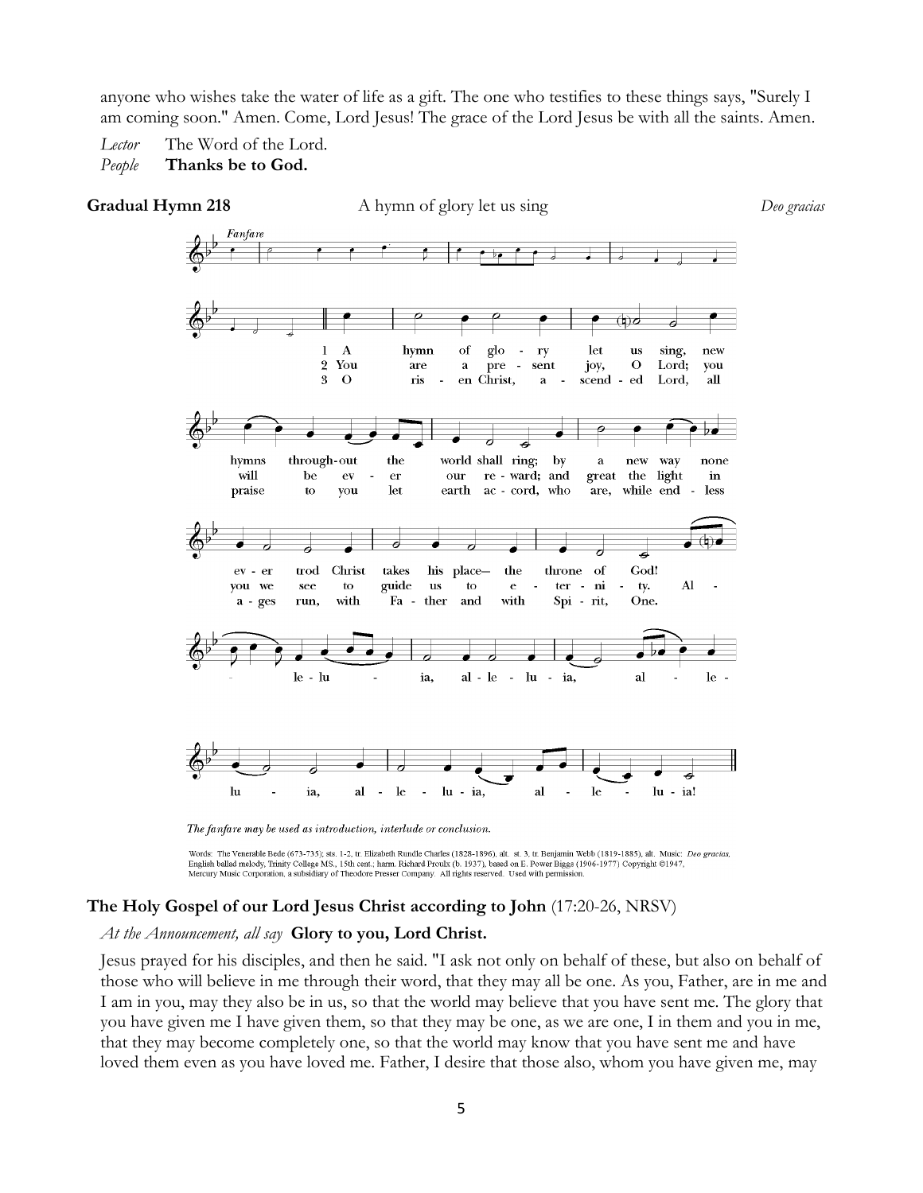anyone who wishes take the water of life as a gift. The one who testifies to these things says, "Surely I am coming soon." Amen. Come, Lord Jesus! The grace of the Lord Jesus be with all the saints. Amen.

*Lector* The Word of the Lord.
*People* **Thanks be to God.**

**Gradual Hymn 218** A hymn of glory let us sing *Deo gracias*

*The fanfare may be used as introduction, interlude or conclusion.*

Words: The Venerable Bede (673-735); sts. 1-2, tr. Elizabeth Rundle Charles (1828-1896), alt. st. 3, tr. Benjamin Webb (1819-1885), alt. Music: *Deo gracias,* English ballad melody, Trinity College MS., 15th cent.; harm. Richard Proulx (b. 1937), based on E. Power Biggs (1906-1977) Copyright ©1947, Mercury Music Corporation, a subsidiary of Theodore Presser Company. All rights reserved. Used with permission.

**The Holy Gospel of our Lord Jesus Christ according to John** (17:20-26, NRSV)

*At the Announcement, all say* **Glory to you, Lord Christ.**

Jesus prayed for his disciples, and then he said. "I ask not only on behalf of these, but also on behalf of those who will believe in me through their word, that they may all be one. As you, Father, are in me and I am in you, may they also be in us, so that the world may believe that you have sent me. The glory that you have given me I have given them, so that they may be one, as we are one, I in them and you in me, that they may become completely one, so that the world may know that you have sent me and have loved them even as you have loved me. Father, I desire that those also, whom you have given me, may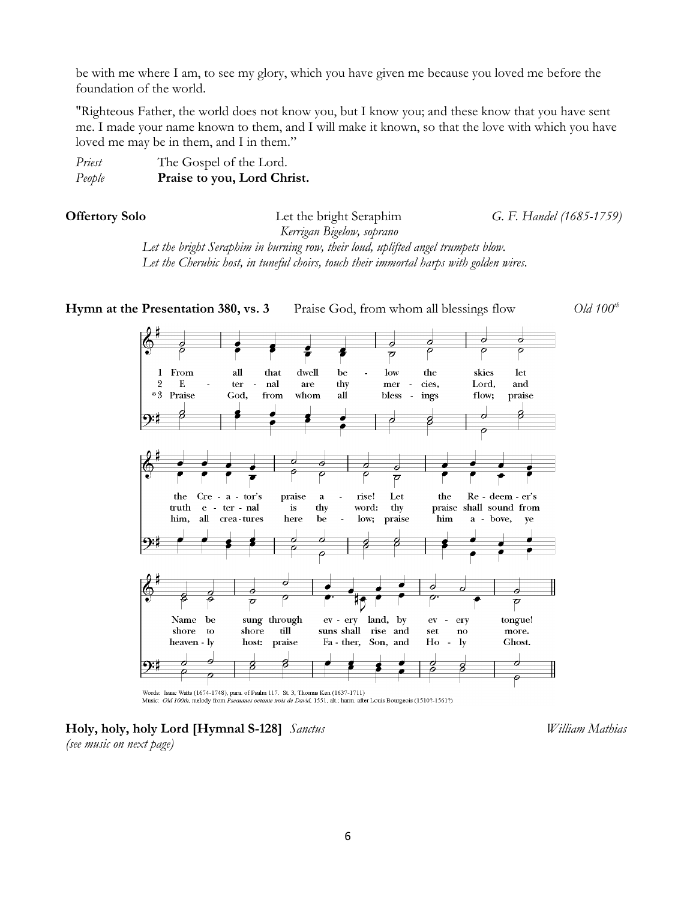be with me where I am, to see my glory, which you have given me because you loved me before the foundation of the world.

"Righteous Father, the world does not know you, but I know you; and these know that you have sent me. I made your name known to them, and I will make it known, so that the love with which you have loved me may be in them, and I in them."

*Priest* The Gospel of the Lord.
*People* **Praise to you, Lord Christ.**

**Offertory Solo** Let the bright Seraphim *G. F. Handel (1685-1759)*
*Kerrigan Bigelow, soprano*

*Let the bright Seraphim in burning row, their loud, uplifted angel trumpets blow.*
*Let the Cherubic host, in tuneful choirs, touch their immortal harps with golden wires.*

**Hymn at the Presentation 380, vs. 3** Praise God, from whom all blessings flow *Old 100th*

1 From all that dwell below the skies let the Creator's praise arise! Let the Redeemer's Name be sung through every land, by every tongue!
2 Eternal are thy mercies, Lord, and truth eternal is thy word: thy praise shall sound from shore to shore till suns shall rise and set no more.
*3 Praise God, from whom all blessings flow; praise him, all creatures here below; praise him above, ye heavenly host: praise Father, Son, and Holy Ghost.

Words: Isaac Watts (1674-1748), para. of Psalm 117. St. 3, Thomas Ken (1637-1711)
Music: *Old 100th*, melody from *Pseaumes octante trois de David*, 1551, alt.; harm. after Louis Bourgeois (1510?-1561?)

**Holy, holy, holy Lord [Hymnal S-128]** *Sanctus* *William Mathias*
*(see music on next page)*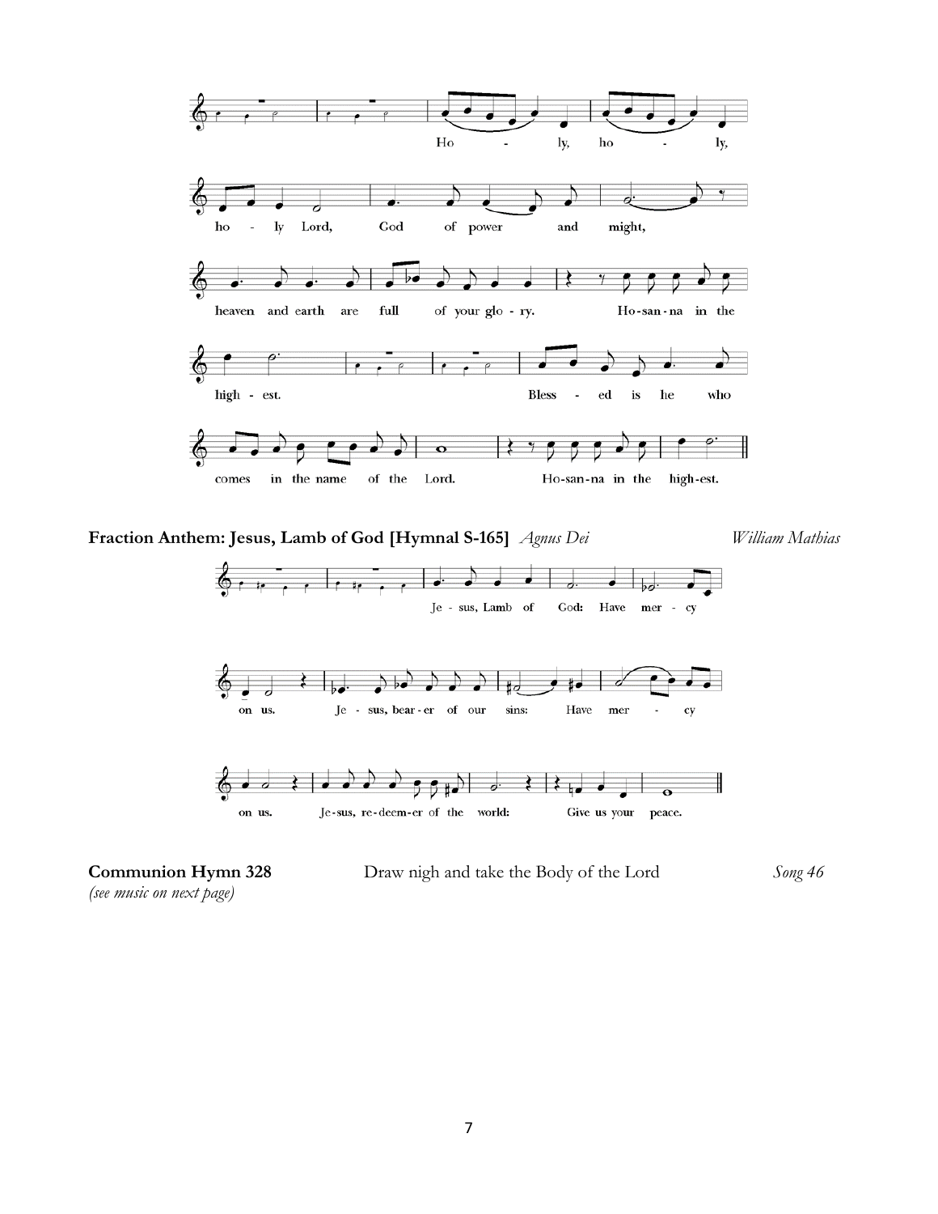**Fraction Anthem: Jesus, Lamb of God [Hymnal S-165]** *Agnus Dei* *William Mathias*

**Communion Hymn 328** Draw nigh and take the Body of the Lord *Song 46*

*(see music on next page)*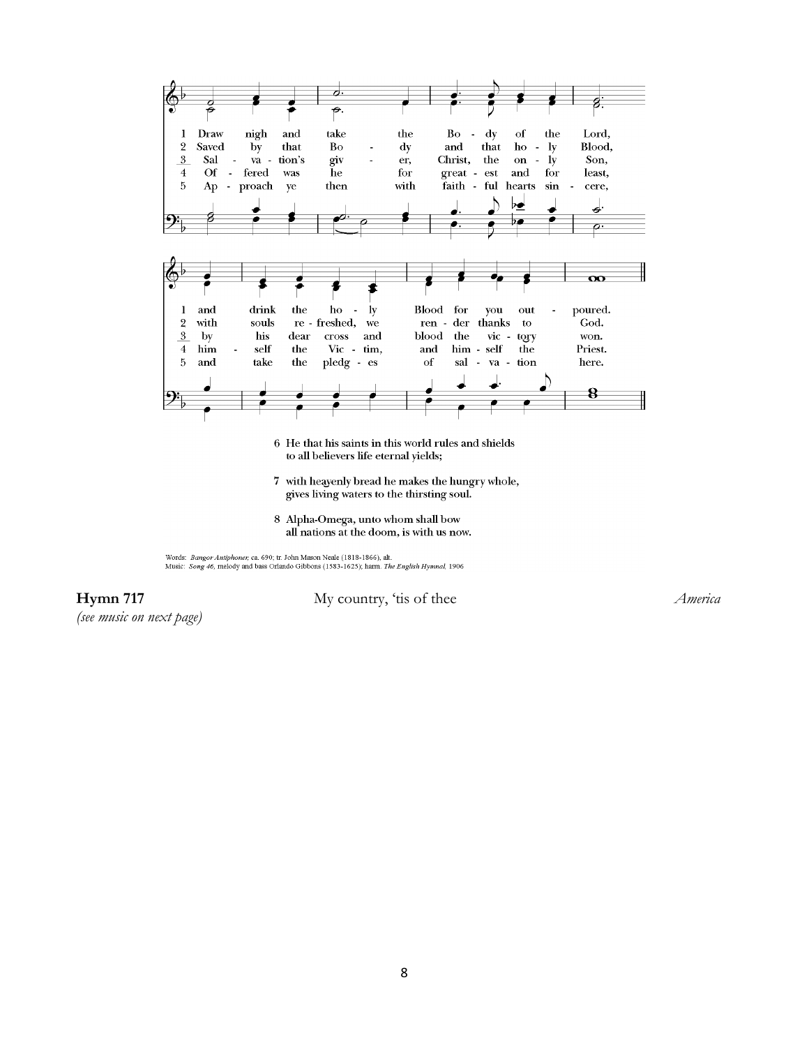1 Draw nigh and take the Body of the Lord, and drink the holy Blood for you outpoured.

2 Saved by that Body and that holy Blood, with souls refreshed, we render thanks to God.

3 Salvation's giver, Christ, the only Son, by his dear cross and blood the victory won.

4 Offered was he for greatest and for least, himself the Victim, and himself the Priest.

5 Approach ye then with faithful hearts sincere, and take the pledges of salvation here.

6 He that his saints in this world rules and shields
to all believers life eternal yields;

7 with heavenly bread he makes the hungry whole,
gives living waters to the thirsting soul.

8 Alpha-Omega, unto whom shall bow
all nations at the doom, is with us now.

Words: *Bangor Antiphoner,* ca. 690; tr. John Mason Neale (1818-1866), alt.
Music: *Song 46,* melody and bass Orlando Gibbons (1583-1625); harm. *The English Hymnal,* 1906

**Hymn 717** My country, 'tis of thee *America*

*(see music on next page)*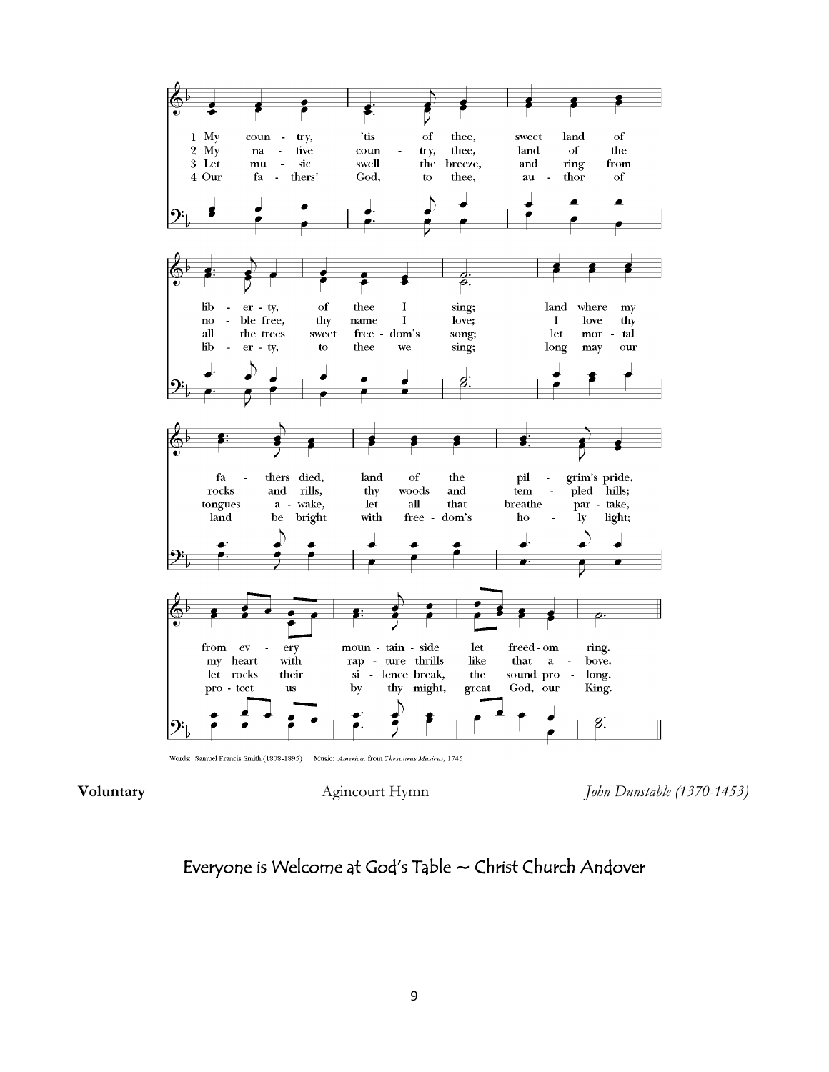1 My country, 'tis of thee, sweet land of liberty, of thee I sing; land where my fathers died, land of the pilgrim's pride, from every mountainside let freedom ring.

2 My native country, thee, land of the noble free, thy name I love; I love thy rocks and rills, thy woods and templed hills; my heart with rapture thrills like that above.

3 Let music swell the breeze, and ring from all the trees sweet freedom's song; let mortal tongues awake, let all that breathe partake, let rocks their silence break, the sound prolong.

4 Our fathers' God, to thee, author of liberty, to thee we sing; long may our land be bright with freedom's holy light; protect us by thy might, great God, our King.

Words: Samuel Francis Smith (1808-1895) Music: *America*, from *Thesaurus Musicus*, 1745

**Voluntary** Agincourt Hymn *John Dunstable (1370-1453)*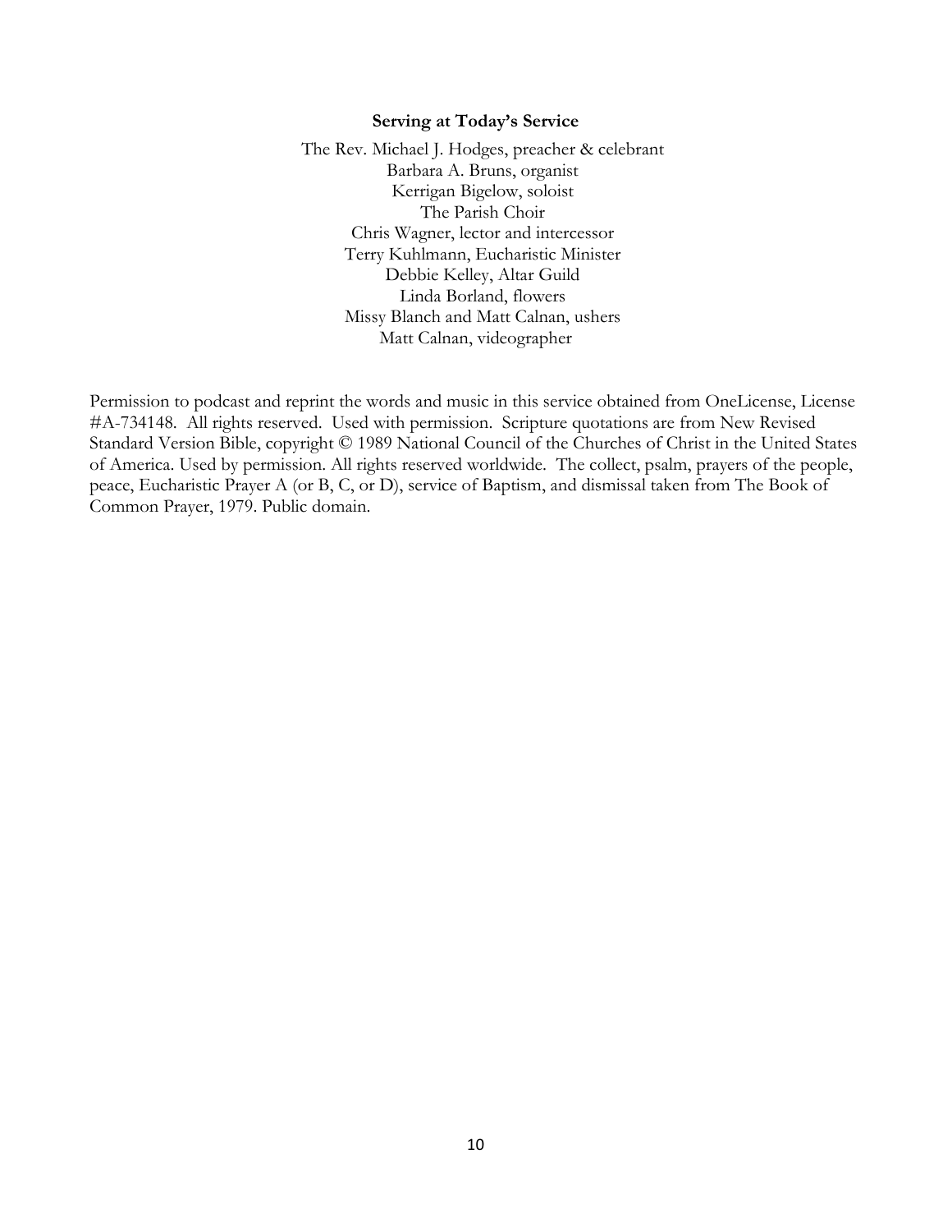**Serving at Today's Service**

The Rev. Michael J. Hodges, preacher & celebrant
Barbara A. Bruns, organist
Kerrigan Bigelow, soloist
The Parish Choir
Chris Wagner, lector and intercessor
Terry Kuhlmann, Eucharistic Minister
Debbie Kelley, Altar Guild
Linda Borland, flowers
Missy Blanch and Matt Calnan, ushers
Matt Calnan, videographer

Permission to podcast and reprint the words and music in this service obtained from OneLicense, License #A-734148. All rights reserved. Used with permission. Scripture quotations are from New Revised Standard Version Bible, copyright © 1989 National Council of the Churches of Christ in the United States of America. Used by permission. All rights reserved worldwide. The collect, psalm, prayers of the people, peace, Eucharistic Prayer A (or B, C, or D), service of Baptism, and dismissal taken from The Book of Common Prayer, 1979. Public domain.